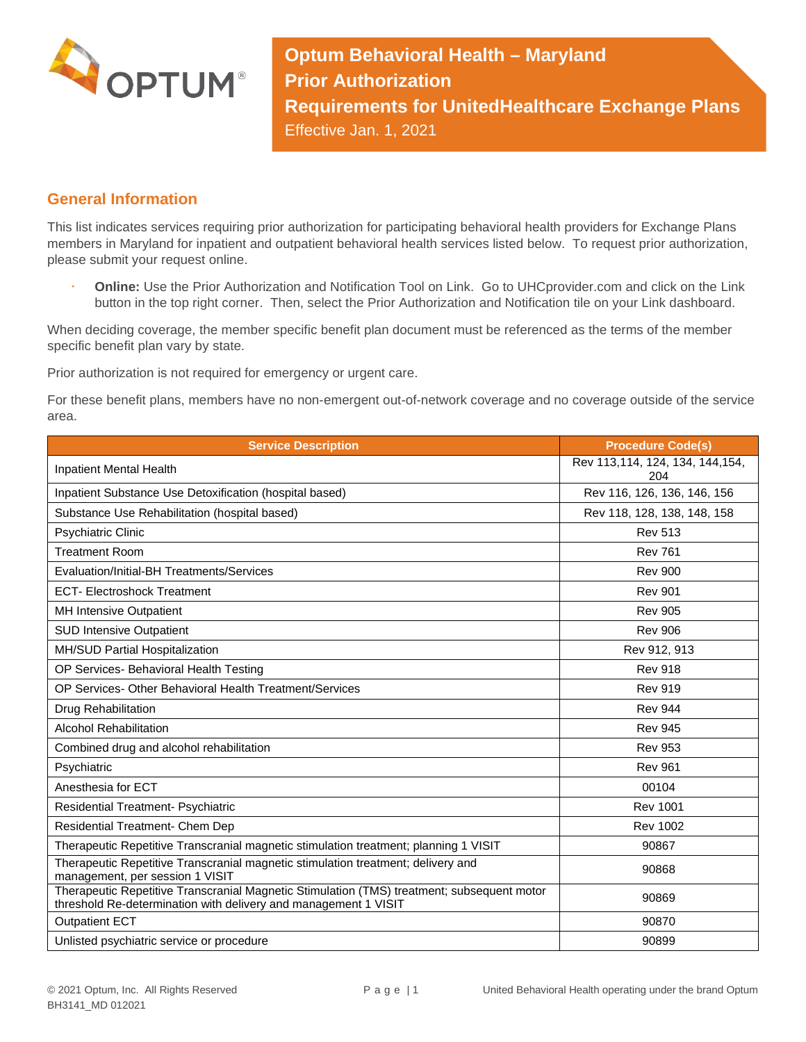# Optum Behavioral Health – Maryland
# Prior Authorization
# Requirements for UnitedHealthcare Exchange Plans

Effective Jan. 1, 2021

## General Information

This list indicates services requiring prior authorization for participating behavioral health providers for Exchange Plans members in Maryland for inpatient and outpatient behavioral health services listed below. To request prior authorization, please submit your request online.

- **Online:** Use the Prior Authorization and Notification Tool on Link. Go to UHCprovider.com and click on the Link button in the top right corner. Then, select the Prior Authorization and Notification tile on your Link dashboard.

When deciding coverage, the member specific benefit plan document must be referenced as the terms of the member specific benefit plan vary by state.

Prior authorization is not required for emergency or urgent care.

For these benefit plans, members have no non-emergent out-of-network coverage and no coverage outside of the service area.

| Service Description | Procedure Code(s) |
| --- | --- |
| Inpatient Mental Health | Rev 113,114, 124, 134, 144,154, 204 |
| Inpatient Substance Use Detoxification (hospital based) | Rev 116, 126, 136, 146, 156 |
| Substance Use Rehabilitation (hospital based) | Rev 118, 128, 138, 148, 158 |
| Psychiatric Clinic | Rev 513 |
| Treatment Room | Rev 761 |
| Evaluation/Initial-BH Treatments/Services | Rev 900 |
| ECT- Electroshock Treatment | Rev 901 |
| MH Intensive Outpatient | Rev 905 |
| SUD Intensive Outpatient | Rev 906 |
| MH/SUD Partial Hospitalization | Rev 912, 913 |
| OP Services- Behavioral Health Testing | Rev 918 |
| OP Services- Other Behavioral Health Treatment/Services | Rev 919 |
| Drug Rehabilitation | Rev 944 |
| Alcohol Rehabilitation | Rev 945 |
| Combined drug and alcohol rehabilitation | Rev 953 |
| Psychiatric | Rev 961 |
| Anesthesia for ECT | 00104 |
| Residential Treatment- Psychiatric | Rev 1001 |
| Residential Treatment- Chem Dep | Rev 1002 |
| Therapeutic Repetitive Transcranial magnetic stimulation treatment; planning 1 VISIT | 90867 |
| Therapeutic Repetitive Transcranial magnetic stimulation treatment; delivery and management, per session 1 VISIT | 90868 |
| Therapeutic Repetitive Transcranial Magnetic Stimulation (TMS) treatment; subsequent motor threshold Re-determination with delivery and management 1 VISIT | 90869 |
| Outpatient ECT | 90870 |
| Unlisted psychiatric service or procedure | 90899 |

© 2021 Optum, Inc. All Rights Reserved
BH3141_MD 012021

United Behavioral Health operating under the brand Optum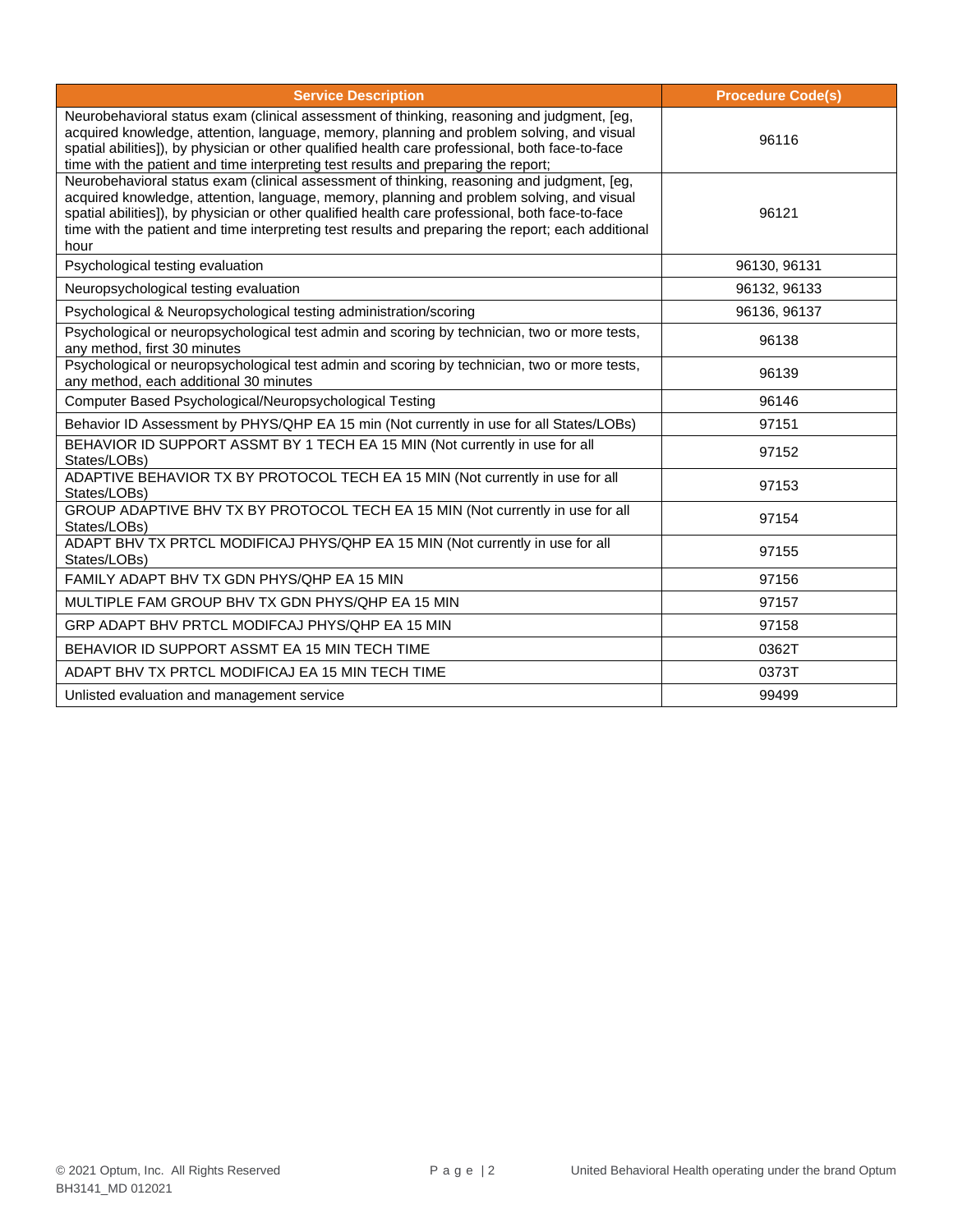| Service Description | Procedure Code(s) |
|---|---|
| Neurobehavioral status exam (clinical assessment of thinking, reasoning and judgment, [eg, acquired knowledge, attention, language, memory, planning and problem solving, and visual spatial abilities]), by physician or other qualified health care professional, both face-to-face time with the patient and time interpreting test results and preparing the report; | 96116 |
| Neurobehavioral status exam (clinical assessment of thinking, reasoning and judgment, [eg, acquired knowledge, attention, language, memory, planning and problem solving, and visual spatial abilities]), by physician or other qualified health care professional, both face-to-face time with the patient and time interpreting test results and preparing the report; each additional hour | 96121 |
| Psychological testing evaluation | 96130, 96131 |
| Neuropsychological testing evaluation | 96132, 96133 |
| Psychological & Neuropsychological testing administration/scoring | 96136, 96137 |
| Psychological or neuropsychological test admin and scoring by technician, two or more tests, any method, first 30 minutes | 96138 |
| Psychological or neuropsychological test admin and scoring by technician, two or more tests, any method, each additional 30 minutes | 96139 |
| Computer Based Psychological/Neuropsychological Testing | 96146 |
| Behavior ID Assessment by PHYS/QHP EA 15 min (Not currently in use for all States/LOBs) | 97151 |
| BEHAVIOR ID SUPPORT ASSMT BY 1 TECH EA 15 MIN (Not currently in use for all States/LOBs) | 97152 |
| ADAPTIVE BEHAVIOR TX BY PROTOCOL TECH EA 15 MIN (Not currently in use for all States/LOBs) | 97153 |
| GROUP ADAPTIVE BHV TX BY PROTOCOL TECH EA 15 MIN (Not currently in use for all States/LOBs) | 97154 |
| ADAPT BHV TX PRTCL MODIFICAJ PHYS/QHP EA 15 MIN (Not currently in use for all States/LOBs) | 97155 |
| FAMILY ADAPT BHV TX GDN PHYS/QHP EA 15 MIN | 97156 |
| MULTIPLE FAM GROUP BHV TX GDN PHYS/QHP EA 15 MIN | 97157 |
| GRP ADAPT BHV PRTCL MODIFCAJ PHYS/QHP EA 15 MIN | 97158 |
| BEHAVIOR ID SUPPORT ASSMT EA 15 MIN TECH TIME | 0362T |
| ADAPT BHV TX PRTCL MODIFICAJ EA 15 MIN TECH TIME | 0373T |
| Unlisted evaluation and management service | 99499 |

© 2021 Optum, Inc. All Rights Reserved
BH3141_MD 012021

United Behavioral Health operating under the brand Optum